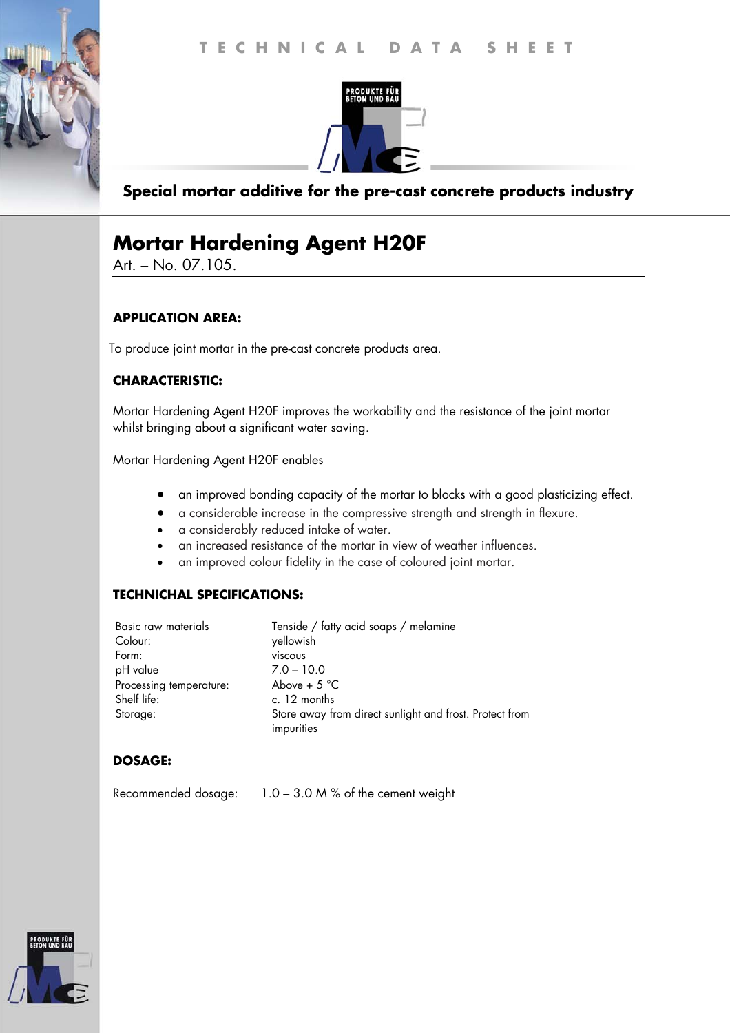TECHNICAL DATA SHEET

PRODUKTE FÜR BETON UND BAU

**Special mortar additive for the pre-cast concrete products industry**

# Mortar Hardening Agent H20F

Art. – No. 07.105.

### APPLICATION AREA:

To produce joint mortar in the pre-cast concrete products area.

### CHARACTERISTIC:

Mortar Hardening Agent H20F improves the workability and the resistance of the joint mortar whilst bringing about a significant water saving.

Mortar Hardening Agent H20F enables

- an improved bonding capacity of the mortar to blocks with a good plasticizing effect.
- a considerable increase in the compressive strength and strength in flexure.
- a considerably reduced intake of water.
- an increased resistance of the mortar in view of weather influences.
- an improved colour fidelity in the case of coloured joint mortar.

### TECHNICHAL SPECIFICATIONS:

| | |
|---|---|
| Basic raw materials | Tenside / fatty acid soaps / melamine |
| Colour: | yellowish |
| Form: | viscous |
| pH value | 7.0 – 10.0 |
| Processing temperature: | Above + 5 °C |
| Shelf life: | c. 12 months |
| Storage: | Store away from direct sunlight and frost. Protect from impurities |

### DOSAGE:

Recommended dosage: 1.0 – 3.0 M % of the cement weight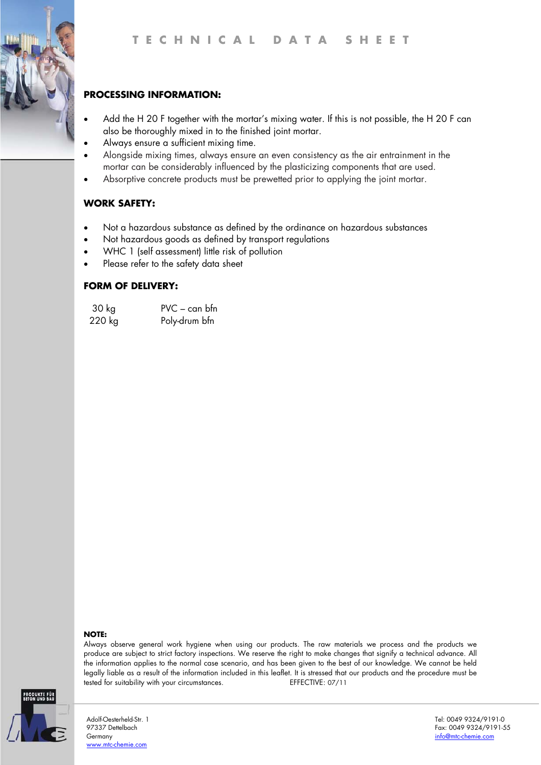# TECHNICAL DATA SHEET

## PROCESSING INFORMATION:

- Add the H 20 F together with the mortar's mixing water. If this is not possible, the H 20 F can also be thoroughly mixed in to the finished joint mortar.
- Always ensure a sufficient mixing time.
- Alongside mixing times, always ensure an even consistency as the air entrainment in the mortar can be considerably influenced by the plasticizing components that are used.
- Absorptive concrete products must be prewetted prior to applying the joint mortar.

## WORK SAFETY:

- Not a hazardous substance as defined by the ordinance on hazardous substances
- Not hazardous goods as defined by transport regulations
- WHC 1 (self assessment) little risk of pollution
- Please refer to the safety data sheet

## FORM OF DELIVERY:

| | |
|---|---|
| 30 kg | PVC – can bfn |
| 220 kg | Poly-drum bfn |

**NOTE:**
Always observe general work hygiene when using our products. The raw materials we process and the products we produce are subject to strict factory inspections. We reserve the right to make changes that signify a technical advance. All the information applies to the normal case scenario, and has been given to the best of our knowledge. We cannot be held legally liable as a result of the information included in this leaflet. It is stressed that our products and the procedure must be tested for suitability with your circumstances. EFFECTIVE: 07/11

PRODUKTE FÜR BETON UND BAU

Adolf-Oesterheld-Str. 1
97337 Dettelbach
Germany
www.mtc-chemie.com

Tel: 0049 9324/9191-0
Fax: 0049 9324/9191-55
info@mtc-chemie.com